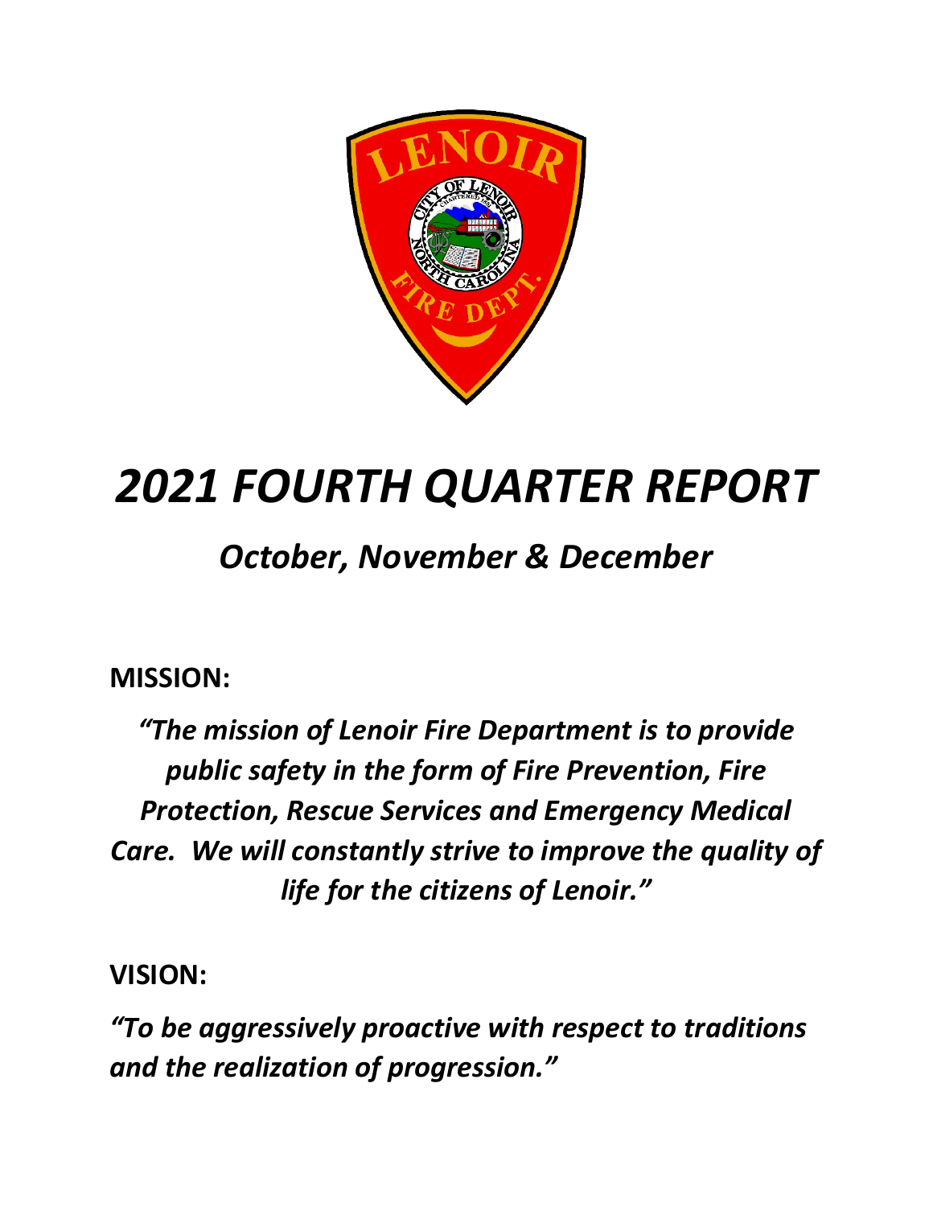# *2021 FOURTH QUARTER REPORT*

## *October, November & December*

**MISSION:**

***"The mission of Lenoir Fire Department is to provide public safety in the form of Fire Prevention, Fire Protection, Rescue Services and Emergency Medical Care. We will constantly strive to improve the quality of life for the citizens of Lenoir."***

**VISION:**

***"To be aggressively proactive with respect to traditions and the realization of progression."***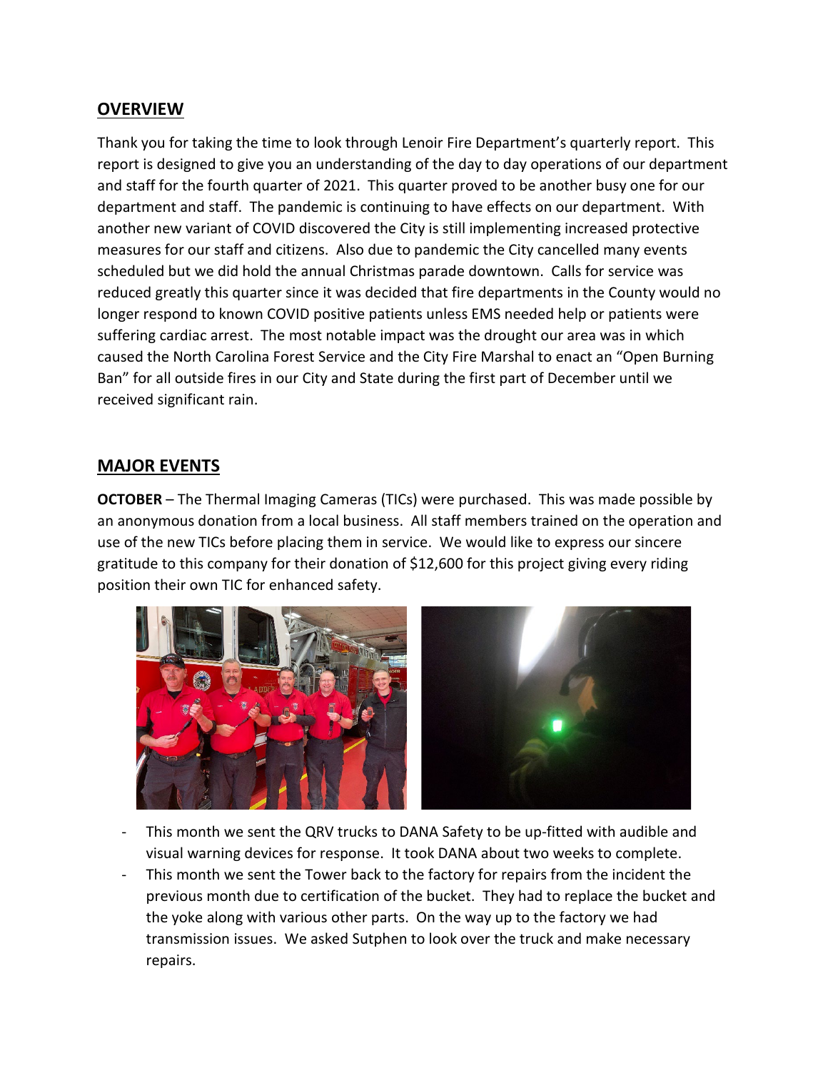## OVERVIEW

Thank you for taking the time to look through Lenoir Fire Department's quarterly report. This report is designed to give you an understanding of the day to day operations of our department and staff for the fourth quarter of 2021. This quarter proved to be another busy one for our department and staff. The pandemic is continuing to have effects on our department. With another new variant of COVID discovered the City is still implementing increased protective measures for our staff and citizens. Also due to pandemic the City cancelled many events scheduled but we did hold the annual Christmas parade downtown. Calls for service was reduced greatly this quarter since it was decided that fire departments in the County would no longer respond to known COVID positive patients unless EMS needed help or patients were suffering cardiac arrest. The most notable impact was the drought our area was in which caused the North Carolina Forest Service and the City Fire Marshal to enact an "Open Burning Ban" for all outside fires in our City and State during the first part of December until we received significant rain.

## MAJOR EVENTS

**OCTOBER** – The Thermal Imaging Cameras (TICs) were purchased. This was made possible by an anonymous donation from a local business. All staff members trained on the operation and use of the new TICs before placing them in service. We would like to express our sincere gratitude to this company for their donation of $12,600 for this project giving every riding position their own TIC for enhanced safety.

- This month we sent the QRV trucks to DANA Safety to be up-fitted with audible and visual warning devices for response. It took DANA about two weeks to complete.
- This month we sent the Tower back to the factory for repairs from the incident the previous month due to certification of the bucket. They had to replace the bucket and the yoke along with various other parts. On the way up to the factory we had transmission issues. We asked Sutphen to look over the truck and make necessary repairs.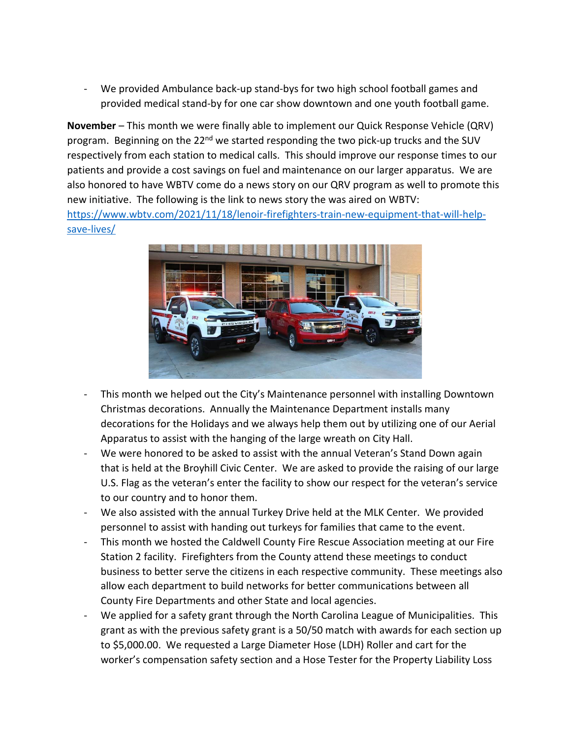- We provided Ambulance back-up stand-bys for two high school football games and provided medical stand-by for one car show downtown and one youth football game.

**November** – This month we were finally able to implement our Quick Response Vehicle (QRV) program. Beginning on the 22nd we started responding the two pick-up trucks and the SUV respectively from each station to medical calls. This should improve our response times to our patients and provide a cost savings on fuel and maintenance on our larger apparatus. We are also honored to have WBTV come do a news story on our QRV program as well to promote this new initiative. The following is the link to news story the was aired on WBTV: [https://www.wbtv.com/2021/11/18/lenoir-firefighters-train-new-equipment-that-will-help-save-lives/](https://www.wbtv.com/2021/11/18/lenoir-firefighters-train-new-equipment-that-will-help-save-lives/)

- This month we helped out the City's Maintenance personnel with installing Downtown Christmas decorations. Annually the Maintenance Department installs many decorations for the Holidays and we always help them out by utilizing one of our Aerial Apparatus to assist with the hanging of the large wreath on City Hall.
- We were honored to be asked to assist with the annual Veteran's Stand Down again that is held at the Broyhill Civic Center. We are asked to provide the raising of our large U.S. Flag as the veteran's enter the facility to show our respect for the veteran's service to our country and to honor them.
- We also assisted with the annual Turkey Drive held at the MLK Center. We provided personnel to assist with handing out turkeys for families that came to the event.
- This month we hosted the Caldwell County Fire Rescue Association meeting at our Fire Station 2 facility. Firefighters from the County attend these meetings to conduct business to better serve the citizens in each respective community. These meetings also allow each department to build networks for better communications between all County Fire Departments and other State and local agencies.
- We applied for a safety grant through the North Carolina League of Municipalities. This grant as with the previous safety grant is a 50/50 match with awards for each section up to $5,000.00. We requested a Large Diameter Hose (LDH) Roller and cart for the worker's compensation safety section and a Hose Tester for the Property Liability Loss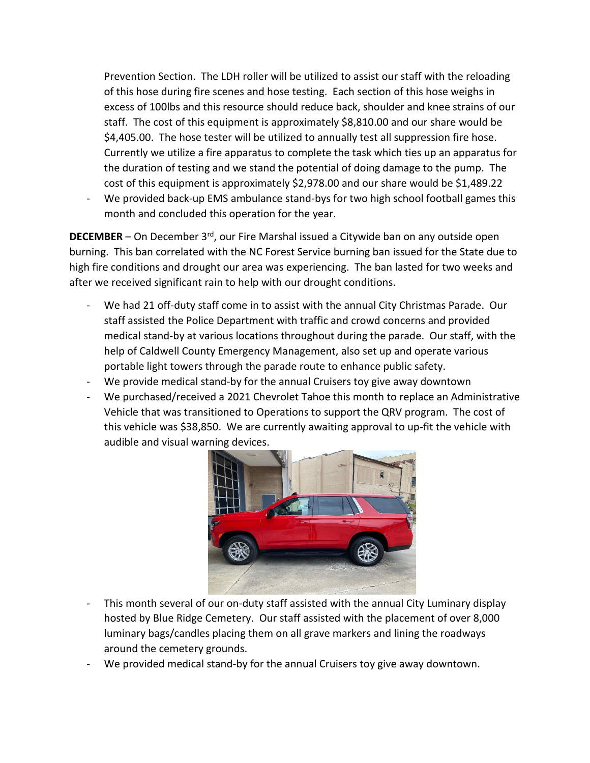Prevention Section. The LDH roller will be utilized to assist our staff with the reloading of this hose during fire scenes and hose testing. Each section of this hose weighs in excess of 100lbs and this resource should reduce back, shoulder and knee strains of our staff. The cost of this equipment is approximately $8,810.00 and our share would be $4,405.00. The hose tester will be utilized to annually test all suppression fire hose. Currently we utilize a fire apparatus to complete the task which ties up an apparatus for the duration of testing and we stand the potential of doing damage to the pump. The cost of this equipment is approximately $2,978.00 and our share would be $1,489.22

- We provided back-up EMS ambulance stand-bys for two high school football games this month and concluded this operation for the year.

**DECEMBER** – On December 3rd, our Fire Marshal issued a Citywide ban on any outside open burning. This ban correlated with the NC Forest Service burning ban issued for the State due to high fire conditions and drought our area was experiencing. The ban lasted for two weeks and after we received significant rain to help with our drought conditions.

- We had 21 off-duty staff come in to assist with the annual City Christmas Parade. Our staff assisted the Police Department with traffic and crowd concerns and provided medical stand-by at various locations throughout during the parade. Our staff, with the help of Caldwell County Emergency Management, also set up and operate various portable light towers through the parade route to enhance public safety.
- We provide medical stand-by for the annual Cruisers toy give away downtown
- We purchased/received a 2021 Chevrolet Tahoe this month to replace an Administrative Vehicle that was transitioned to Operations to support the QRV program. The cost of this vehicle was $38,850. We are currently awaiting approval to up-fit the vehicle with audible and visual warning devices.
- This month several of our on-duty staff assisted with the annual City Luminary display hosted by Blue Ridge Cemetery. Our staff assisted with the placement of over 8,000 luminary bags/candles placing them on all grave markers and lining the roadways around the cemetery grounds.
- We provided medical stand-by for the annual Cruisers toy give away downtown.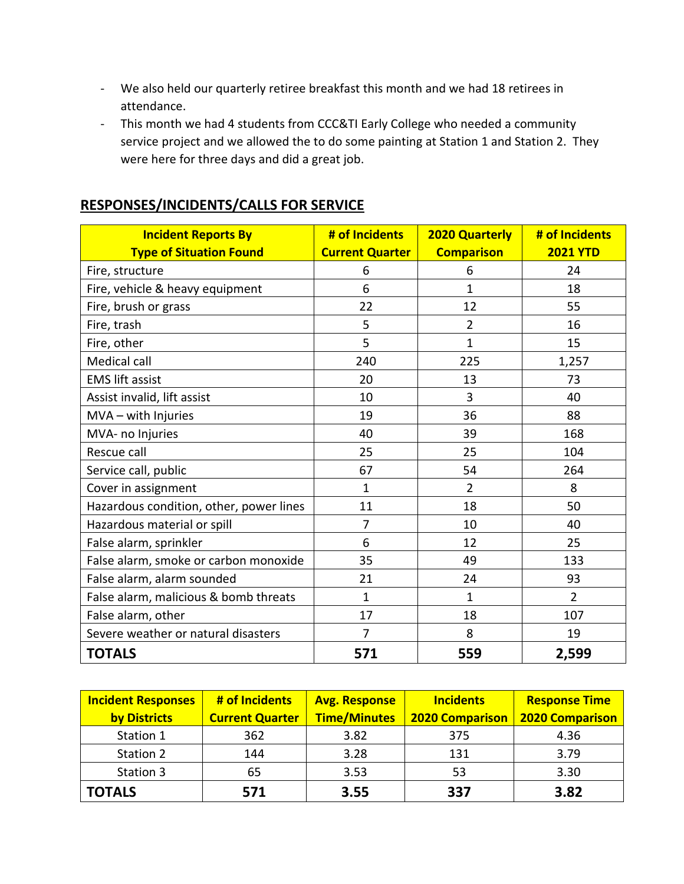- We also held our quarterly retiree breakfast this month and we had 18 retirees in attendance.
- This month we had 4 students from CCC&TI Early College who needed a community service project and we allowed the to do some painting at Station 1 and Station 2. They were here for three days and did a great job.

## RESPONSES/INCIDENTS/CALLS FOR SERVICE

| Incident Reports By Type of Situation Found | # of Incidents Current Quarter | 2020 Quarterly Comparison | # of Incidents 2021 YTD |
|---|---|---|---|
| Fire, structure | 6 | 6 | 24 |
| Fire, vehicle & heavy equipment | 6 | 1 | 18 |
| Fire, brush or grass | 22 | 12 | 55 |
| Fire, trash | 5 | 2 | 16 |
| Fire, other | 5 | 1 | 15 |
| Medical call | 240 | 225 | 1,257 |
| EMS lift assist | 20 | 13 | 73 |
| Assist invalid, lift assist | 10 | 3 | 40 |
| MVA – with Injuries | 19 | 36 | 88 |
| MVA- no Injuries | 40 | 39 | 168 |
| Rescue call | 25 | 25 | 104 |
| Service call, public | 67 | 54 | 264 |
| Cover in assignment | 1 | 2 | 8 |
| Hazardous condition, other, power lines | 11 | 18 | 50 |
| Hazardous material or spill | 7 | 10 | 40 |
| False alarm, sprinkler | 6 | 12 | 25 |
| False alarm, smoke or carbon monoxide | 35 | 49 | 133 |
| False alarm, alarm sounded | 21 | 24 | 93 |
| False alarm, malicious & bomb threats | 1 | 1 | 2 |
| False alarm, other | 17 | 18 | 107 |
| Severe weather or natural disasters | 7 | 8 | 19 |
| **TOTALS** | **571** | **559** | **2,599** |

| Incident Responses by Districts | # of Incidents Current Quarter | Avg. Response Time/Minutes | Incidents 2020 Comparison | Response Time 2020 Comparison |
|---|---|---|---|---|
| Station 1 | 362 | 3.82 | 375 | 4.36 |
| Station 2 | 144 | 3.28 | 131 | 3.79 |
| Station 3 | 65 | 3.53 | 53 | 3.30 |
| **TOTALS** | **571** | **3.55** | **337** | **3.82** |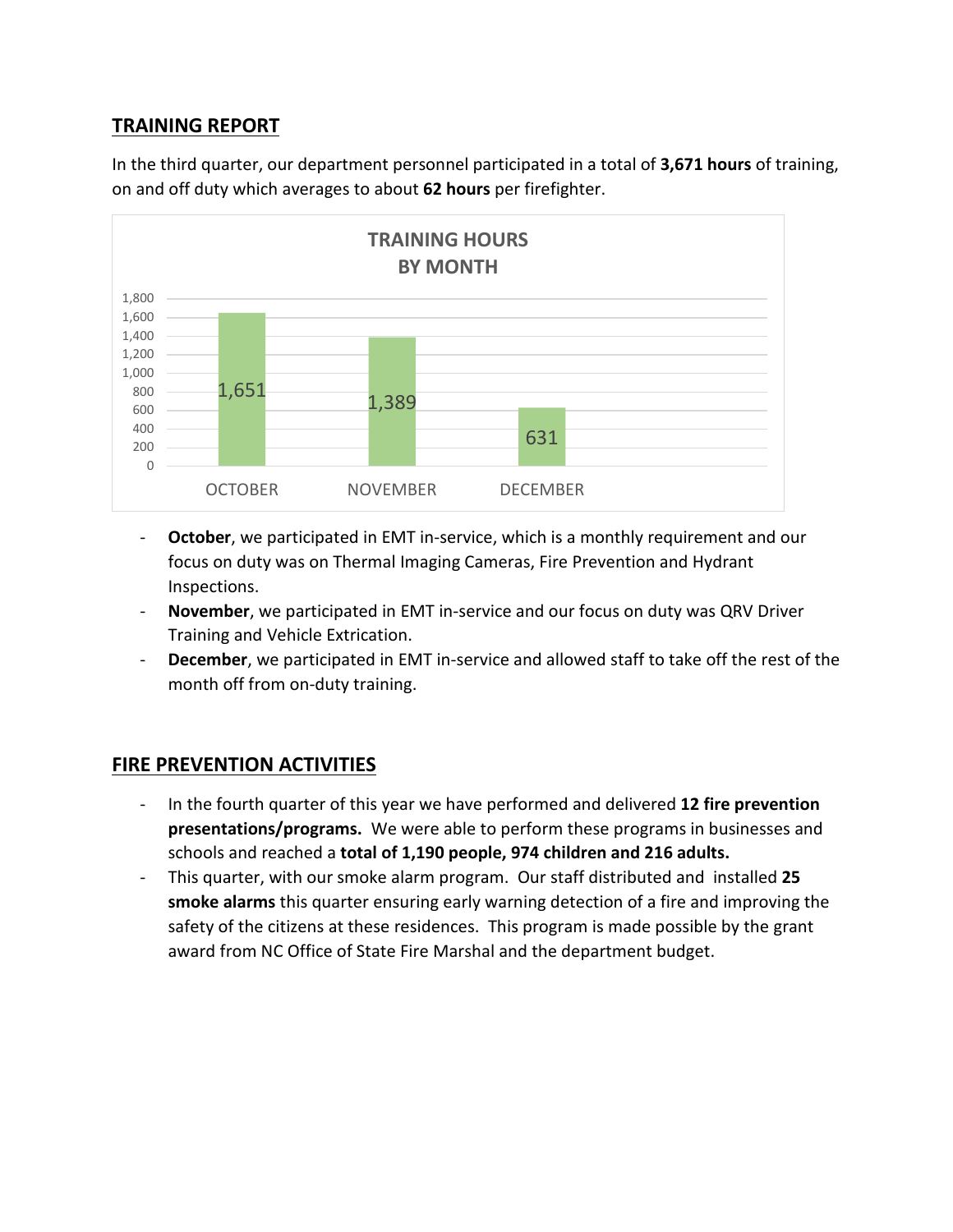## TRAINING REPORT

In the third quarter, our department personnel participated in a total of **3,671 hours** of training, on and off duty which averages to about **62 hours** per firefighter.

**TRAINING HOURS BY MONTH**

| Month | Hours |
|---|---|
| OCTOBER | 1,651 |
| NOVEMBER | 1,389 |
| DECEMBER | 631 |

- **October**, we participated in EMT in-service, which is a monthly requirement and our focus on duty was on Thermal Imaging Cameras, Fire Prevention and Hydrant Inspections.
- **November**, we participated in EMT in-service and our focus on duty was QRV Driver Training and Vehicle Extrication.
- **December**, we participated in EMT in-service and allowed staff to take off the rest of the month off from on-duty training.

## FIRE PREVENTION ACTIVITIES

- In the fourth quarter of this year we have performed and delivered **12 fire prevention presentations/programs.** We were able to perform these programs in businesses and schools and reached a **total of 1,190 people, 974 children and 216 adults.**
- This quarter, with our smoke alarm program. Our staff distributed and installed **25 smoke alarms** this quarter ensuring early warning detection of a fire and improving the safety of the citizens at these residences. This program is made possible by the grant award from NC Office of State Fire Marshal and the department budget.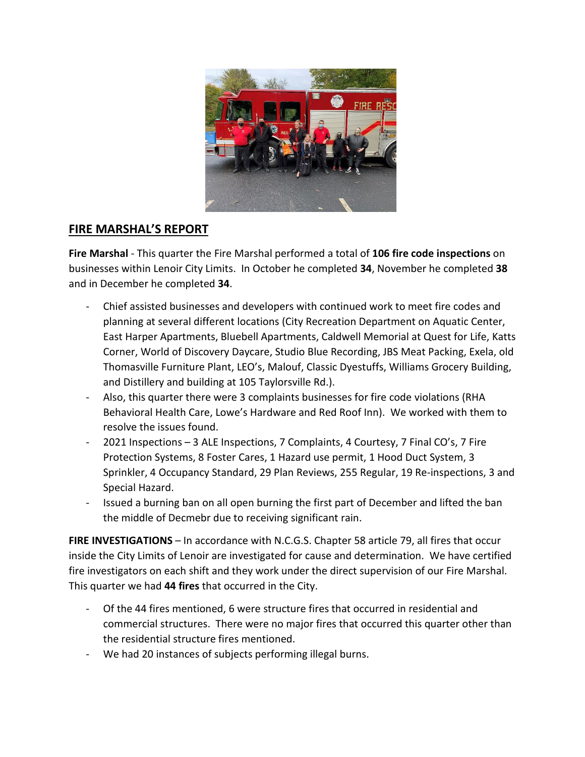## FIRE MARSHAL'S REPORT

**Fire Marshal** - This quarter the Fire Marshal performed a total of **106 fire code inspections** on businesses within Lenoir City Limits. In October he completed **34**, November he completed **38** and in December he completed **34**.

- Chief assisted businesses and developers with continued work to meet fire codes and planning at several different locations (City Recreation Department on Aquatic Center, East Harper Apartments, Bluebell Apartments, Caldwell Memorial at Quest for Life, Katts Corner, World of Discovery Daycare, Studio Blue Recording, JBS Meat Packing, Exela, old Thomasville Furniture Plant, LEO's, Malouf, Classic Dyestuffs, Williams Grocery Building, and Distillery and building at 105 Taylorsville Rd.).
- Also, this quarter there were 3 complaints businesses for fire code violations (RHA Behavioral Health Care, Lowe's Hardware and Red Roof Inn). We worked with them to resolve the issues found.
- 2021 Inspections – 3 ALE Inspections, 7 Complaints, 4 Courtesy, 7 Final CO's, 7 Fire Protection Systems, 8 Foster Cares, 1 Hazard use permit, 1 Hood Duct System, 3 Sprinkler, 4 Occupancy Standard, 29 Plan Reviews, 255 Regular, 19 Re-inspections, 3 and Special Hazard.
- Issued a burning ban on all open burning the first part of December and lifted the ban the middle of Decmebr due to receiving significant rain.

**FIRE INVESTIGATIONS** – In accordance with N.C.G.S. Chapter 58 article 79, all fires that occur inside the City Limits of Lenoir are investigated for cause and determination. We have certified fire investigators on each shift and they work under the direct supervision of our Fire Marshal. This quarter we had **44 fires** that occurred in the City.

- Of the 44 fires mentioned, 6 were structure fires that occurred in residential and commercial structures. There were no major fires that occurred this quarter other than the residential structure fires mentioned.
- We had 20 instances of subjects performing illegal burns.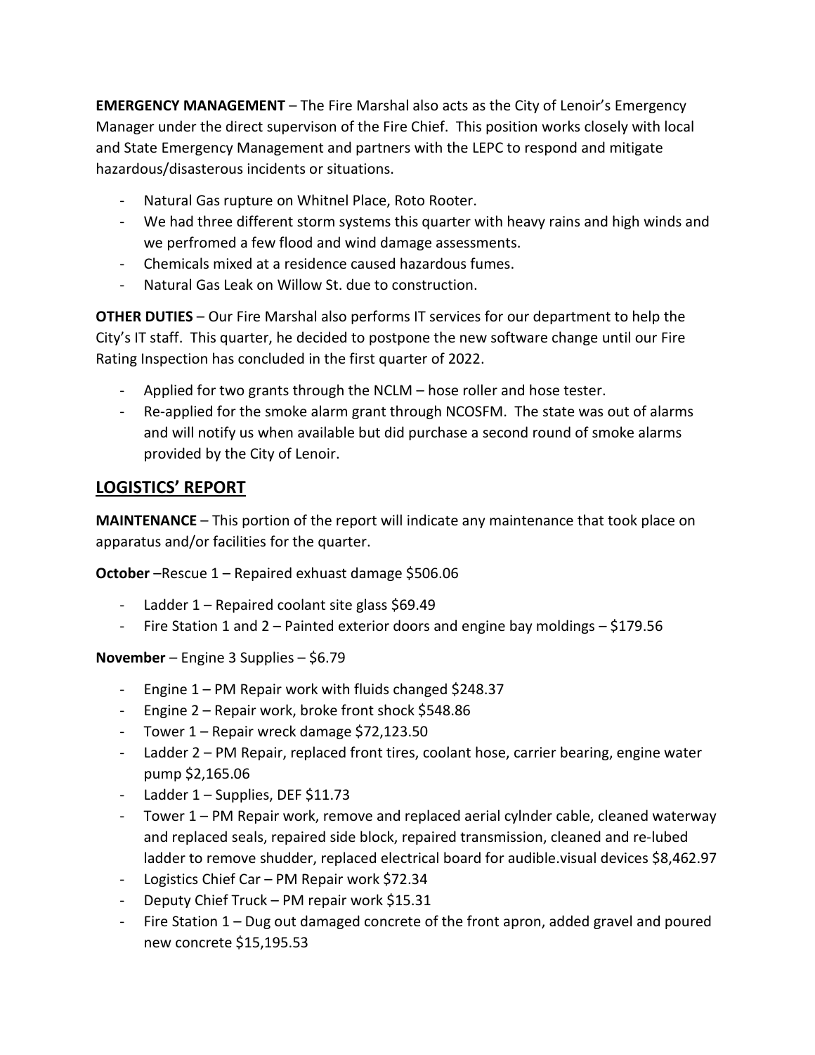**EMERGENCY MANAGEMENT** – The Fire Marshal also acts as the City of Lenoir's Emergency Manager under the direct supervison of the Fire Chief. This position works closely with local and State Emergency Management and partners with the LEPC to respond and mitigate hazardous/disasterous incidents or situations.

- Natural Gas rupture on Whitnel Place, Roto Rooter.
- We had three different storm systems this quarter with heavy rains and high winds and we perfromed a few flood and wind damage assessments.
- Chemicals mixed at a residence caused hazardous fumes.
- Natural Gas Leak on Willow St. due to construction.

**OTHER DUTIES** – Our Fire Marshal also performs IT services for our department to help the City's IT staff. This quarter, he decided to postpone the new software change until our Fire Rating Inspection has concluded in the first quarter of 2022.

- Applied for two grants through the NCLM – hose roller and hose tester.
- Re-applied for the smoke alarm grant through NCOSFM. The state was out of alarms and will notify us when available but did purchase a second round of smoke alarms provided by the City of Lenoir.

## LOGISTICS' REPORT

**MAINTENANCE** – This portion of the report will indicate any maintenance that took place on apparatus and/or facilities for the quarter.

**October** –Rescue 1 – Repaired exhuast damage $506.06

- Ladder 1 – Repaired coolant site glass $69.49
- Fire Station 1 and 2 – Painted exterior doors and engine bay moldings – $179.56

**November** – Engine 3 Supplies – $6.79

- Engine 1 – PM Repair work with fluids changed $248.37
- Engine 2 – Repair work, broke front shock $548.86
- Tower 1 – Repair wreck damage $72,123.50
- Ladder 2 – PM Repair, replaced front tires, coolant hose, carrier bearing, engine water pump $2,165.06
- Ladder 1 – Supplies, DEF $11.73
- Tower 1 – PM Repair work, remove and replaced aerial cylnder cable, cleaned waterway and replaced seals, repaired side block, repaired transmission, cleaned and re-lubed ladder to remove shudder, replaced electrical board for audible.visual devices $8,462.97
- Logistics Chief Car – PM Repair work $72.34
- Deputy Chief Truck – PM repair work $15.31
- Fire Station 1 – Dug out damaged concrete of the front apron, added gravel and poured new concrete $15,195.53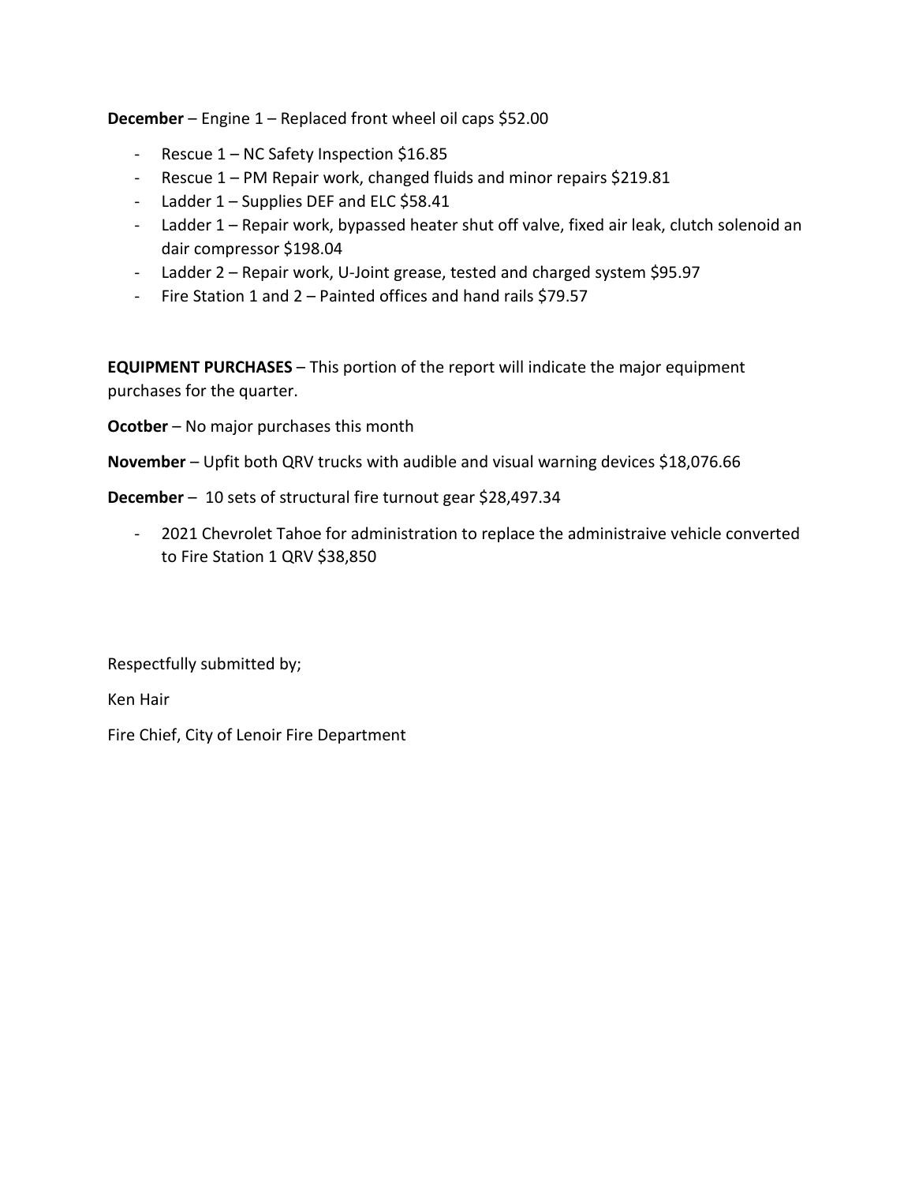**December** – Engine 1 – Replaced front wheel oil caps $52.00

- Rescue 1 – NC Safety Inspection $16.85
- Rescue 1 – PM Repair work, changed fluids and minor repairs $219.81
- Ladder 1 – Supplies DEF and ELC $58.41
- Ladder 1 – Repair work, bypassed heater shut off valve, fixed air leak, clutch solenoid an dair compressor $198.04
- Ladder 2 – Repair work, U-Joint grease, tested and charged system $95.97
- Fire Station 1 and 2 – Painted offices and hand rails $79.57

**EQUIPMENT PURCHASES** – This portion of the report will indicate the major equipment purchases for the quarter.

**Ocotber** – No major purchases this month

**November** – Upfit both QRV trucks with audible and visual warning devices $18,076.66

**December** – 10 sets of structural fire turnout gear $28,497.34

- 2021 Chevrolet Tahoe for administration to replace the administraive vehicle converted to Fire Station 1 QRV $38,850

Respectfully submitted by;

Ken Hair

Fire Chief, City of Lenoir Fire Department